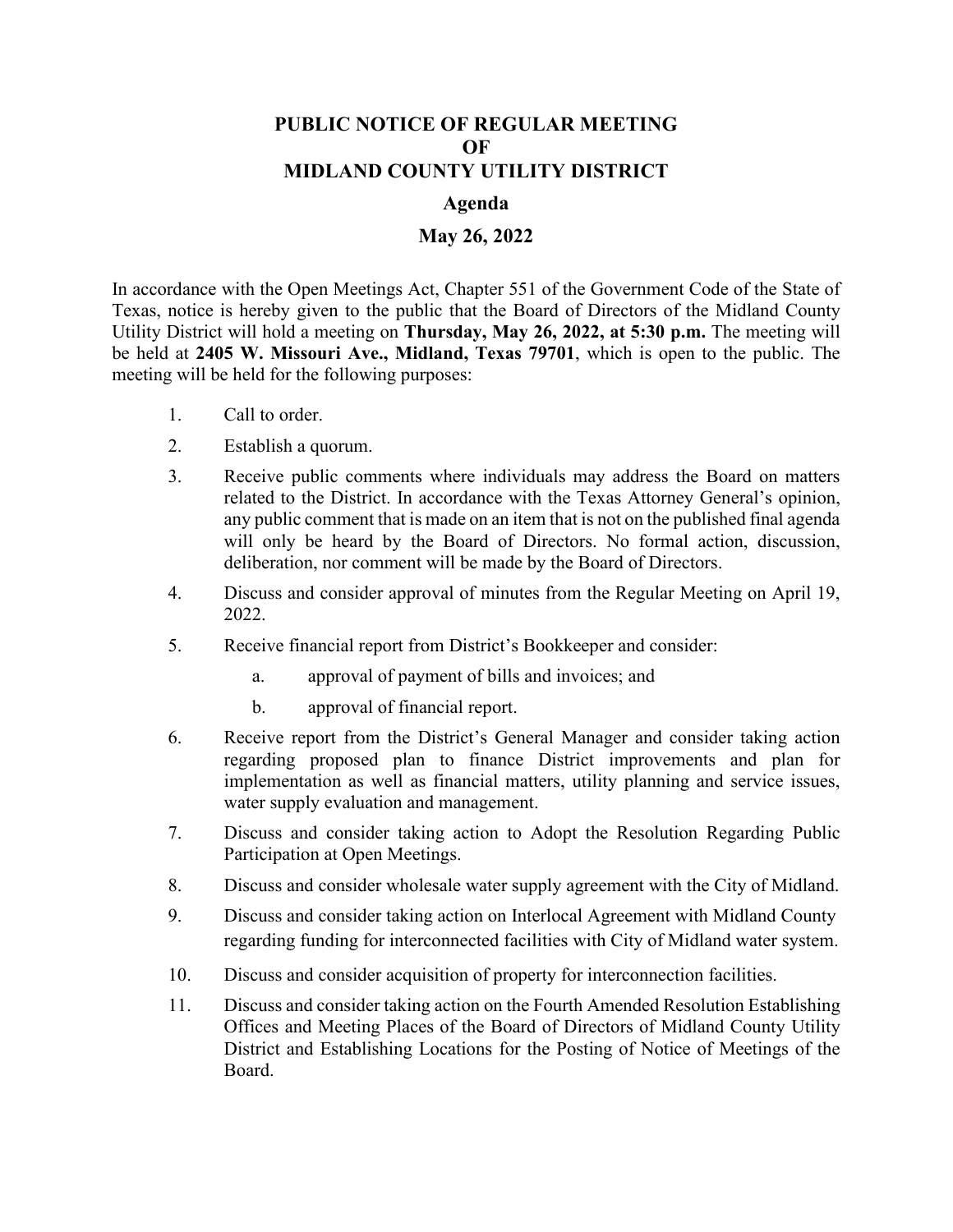# PUBLIC NOTICE OF REGULAR MEETING
# OF
# MIDLAND COUNTY UTILITY DISTRICT

## Agenda

## May 26, 2022

In accordance with the Open Meetings Act, Chapter 551 of the Government Code of the State of Texas, notice is hereby given to the public that the Board of Directors of the Midland County Utility District will hold a meeting on **Thursday, May 26, 2022, at 5:30 p.m.** The meeting will be held at **2405 W. Missouri Ave., Midland, Texas 79701**, which is open to the public. The meeting will be held for the following purposes:

1. Call to order.
2. Establish a quorum.
3. Receive public comments where individuals may address the Board on matters related to the District. In accordance with the Texas Attorney General's opinion, any public comment that is made on an item that is not on the published final agenda will only be heard by the Board of Directors. No formal action, discussion, deliberation, nor comment will be made by the Board of Directors.
4. Discuss and consider approval of minutes from the Regular Meeting on April 19, 2022.
5. Receive financial report from District's Bookkeeper and consider:
   a. approval of payment of bills and invoices; and
   b. approval of financial report.
6. Receive report from the District's General Manager and consider taking action regarding proposed plan to finance District improvements and plan for implementation as well as financial matters, utility planning and service issues, water supply evaluation and management.
7. Discuss and consider taking action to Adopt the Resolution Regarding Public Participation at Open Meetings.
8. Discuss and consider wholesale water supply agreement with the City of Midland.
9. Discuss and consider taking action on Interlocal Agreement with Midland County regarding funding for interconnected facilities with City of Midland water system.
10. Discuss and consider acquisition of property for interconnection facilities.
11. Discuss and consider taking action on the Fourth Amended Resolution Establishing Offices and Meeting Places of the Board of Directors of Midland County Utility District and Establishing Locations for the Posting of Notice of Meetings of the Board.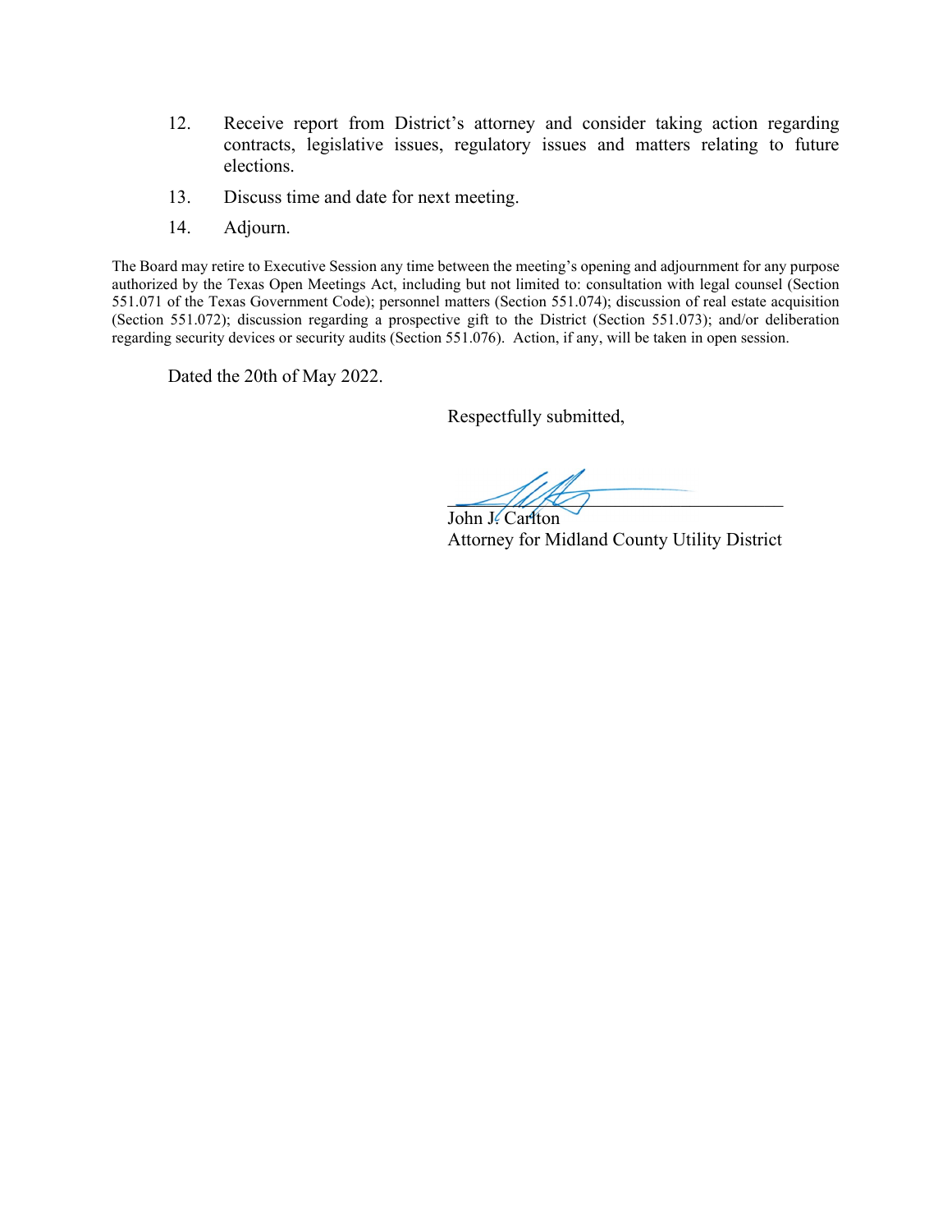12. Receive report from District's attorney and consider taking action regarding contracts, legislative issues, regulatory issues and matters relating to future elections.

13. Discuss time and date for next meeting.

14. Adjourn.

The Board may retire to Executive Session any time between the meeting's opening and adjournment for any purpose authorized by the Texas Open Meetings Act, including but not limited to: consultation with legal counsel (Section 551.071 of the Texas Government Code); personnel matters (Section 551.074); discussion of real estate acquisition (Section 551.072); discussion regarding a prospective gift to the District (Section 551.073); and/or deliberation regarding security devices or security audits (Section 551.076). Action, if any, will be taken in open session.

Dated the 20th of May 2022.

Respectfully submitted,

John J. Carlton
Attorney for Midland County Utility District